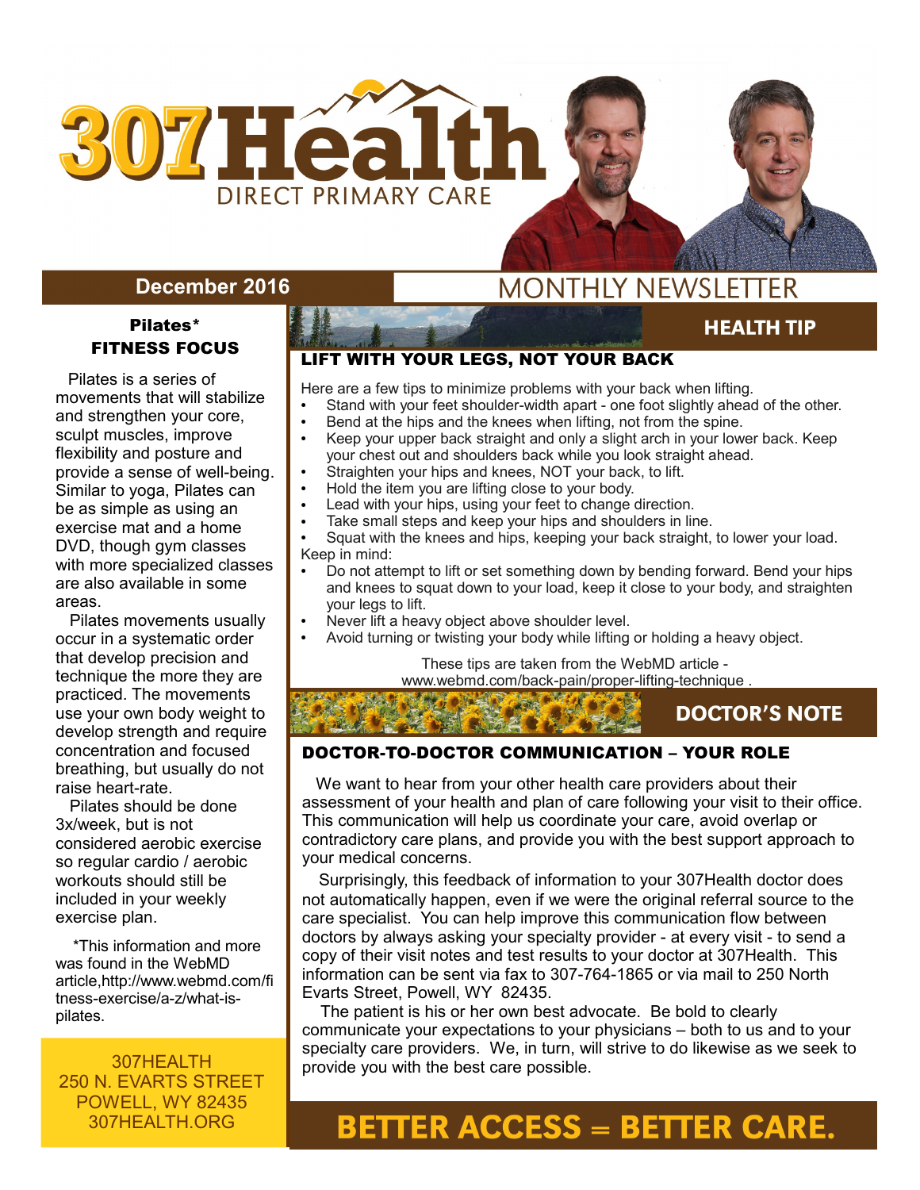# 307Health

DIRECT PRIMARY CARE

**December 2016** MONTHLY NEWSLETTER

## Pilates* FITNESS FOCUS

Pilates is a series of movements that will stabilize and strengthen your core, sculpt muscles, improve flexibility and posture and provide a sense of well-being. Similar to yoga, Pilates can be as simple as using an exercise mat and a home DVD, though gym classes with more specialized classes are also available in some areas.

Pilates movements usually occur in a systematic order that develop precision and technique the more they are practiced. The movements use your own body weight to develop strength and require concentration and focused breathing, but usually do not raise heart-rate.

Pilates should be done 3x/week, but is not considered aerobic exercise so regular cardio / aerobic workouts should still be included in your weekly exercise plan.

*This information and more was found in the WebMD article,http://www.webmd.com/fitness-exercise/a-z/what-is-pilates.

307HEALTH
250 N. EVARTS STREET
POWELL, WY 82435
307HEALTH.ORG

## HEALTH TIP

### LIFT WITH YOUR LEGS, NOT YOUR BACK

Here are a few tips to minimize problems with your back when lifting.

- Stand with your feet shoulder-width apart - one foot slightly ahead of the other.
- Bend at the hips and the knees when lifting, not from the spine.
- Keep your upper back straight and only a slight arch in your lower back. Keep your chest out and shoulders back while you look straight ahead.
- Straighten your hips and knees, NOT your back, to lift.
- Hold the item you are lifting close to your body.
- Lead with your hips, using your feet to change direction.
- Take small steps and keep your hips and shoulders in line.
- Squat with the knees and hips, keeping your back straight, to lower your load.

Keep in mind:

- Do not attempt to lift or set something down by bending forward. Bend your hips and knees to squat down to your load, keep it close to your body, and straighten your legs to lift.
- Never lift a heavy object above shoulder level.
- Avoid turning or twisting your body while lifting or holding a heavy object.

These tips are taken from the WebMD article - www.webmd.com/back-pain/proper-lifting-technique .

## DOCTOR'S NOTE

### DOCTOR-TO-DOCTOR COMMUNICATION – YOUR ROLE

We want to hear from your other health care providers about their assessment of your health and plan of care following your visit to their office. This communication will help us coordinate your care, avoid overlap or contradictory care plans, and provide you with the best support approach to your medical concerns.

Surprisingly, this feedback of information to your 307Health doctor does not automatically happen, even if we were the original referral source to the care specialist. You can help improve this communication flow between doctors by always asking your specialty provider - at every visit - to send a copy of their visit notes and test results to your doctor at 307Health. This information can be sent via fax to 307-764-1865 or via mail to 250 North Evarts Street, Powell, WY 82435.

The patient is his or her own best advocate. Be bold to clearly communicate your expectations to your physicians – both to us and to your specialty care providers. We, in turn, will strive to do likewise as we seek to provide you with the best care possible.

**BETTER ACCESS = BETTER CARE.**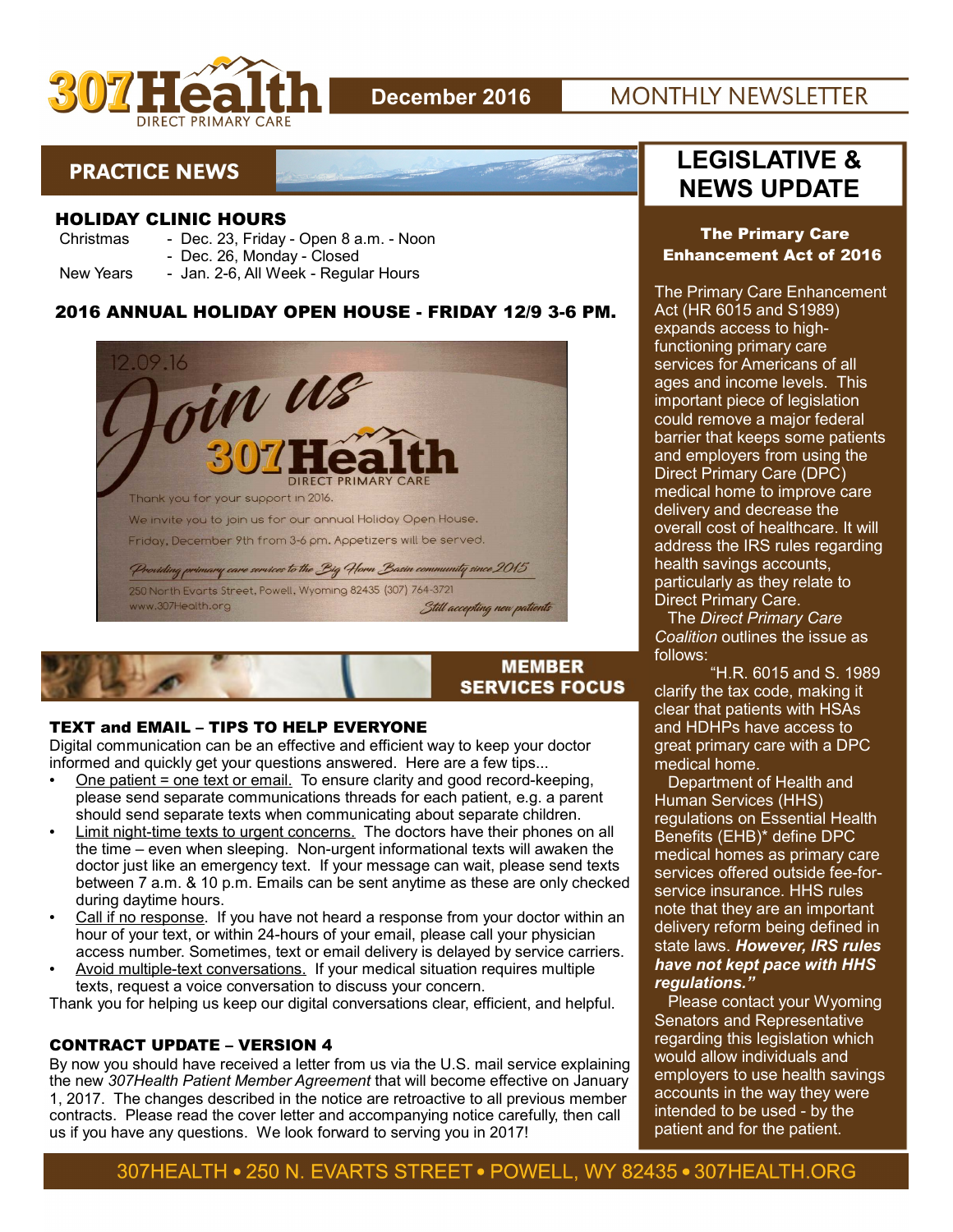# 307Health DIRECT PRIMARY CARE

**December 2016** MONTHLY NEWSLETTER

## PRACTICE NEWS

### HOLIDAY CLINIC HOURS

Christmas - Dec. 23, Friday - Open 8 a.m. - Noon
- Dec. 26, Monday - Closed

New Years - Jan. 2-6, All Week - Regular Hours

### 2016 ANNUAL HOLIDAY OPEN HOUSE - FRIDAY 12/9 3-6 PM.

12.09.16

Join us

307Health DIRECT PRIMARY CARE

Thank you for your support in 2016.

We invite you to join us for our annual Holiday Open House.

Friday, December 9th from 3-6 pm. Appetizers will be served.

*Providing primary care services to the Big Horn Basin community since 2015*

250 North Evarts Street, Powell, Wyoming 82435 (307) 764-3721

www.307Health.org

*Still accepting new patients*

## MEMBER SERVICES FOCUS

### TEXT and EMAIL – TIPS TO HELP EVERYONE

Digital communication can be an effective and efficient way to keep your doctor informed and quickly get your questions answered. Here are a few tips...

- One patient = one text or email. To ensure clarity and good record-keeping, please send separate communications threads for each patient, e.g. a parent should send separate texts when communicating about separate children.
- Limit night-time texts to urgent concerns. The doctors have their phones on all the time – even when sleeping. Non-urgent informational texts will awaken the doctor just like an emergency text. If your message can wait, please send texts between 7 a.m. & 10 p.m. Emails can be sent anytime as these are only checked during daytime hours.
- Call if no response. If you have not heard a response from your doctor within an hour of your text, or within 24-hours of your email, please call your physician access number. Sometimes, text or email delivery is delayed by service carriers.
- Avoid multiple-text conversations. If your medical situation requires multiple texts, request a voice conversation to discuss your concern.

Thank you for helping us keep our digital conversations clear, efficient, and helpful.

### CONTRACT UPDATE – VERSION 4

By now you should have received a letter from us via the U.S. mail service explaining the new *307Health Patient Member Agreement* that will become effective on January 1, 2017. The changes described in the notice are retroactive to all previous member contracts. Please read the cover letter and accompanying notice carefully, then call us if you have any questions. We look forward to serving you in 2017!

## LEGISLATIVE & NEWS UPDATE

### The Primary Care Enhancement Act of 2016

The Primary Care Enhancement Act (HR 6015 and S1989) expands access to high-functioning primary care services for Americans of all ages and income levels. This important piece of legislation could remove a major federal barrier that keeps some patients and employers from using the Direct Primary Care (DPC) medical home to improve care delivery and decrease the overall cost of healthcare. It will address the IRS rules regarding health savings accounts, particularly as they relate to Direct Primary Care.

The *Direct Primary Care Coalition* outlines the issue as follows:

"H.R. 6015 and S. 1989 clarify the tax code, making it clear that patients with HSAs and HDHPs have access to great primary care with a DPC medical home.

Department of Health and Human Services (HHS) regulations on Essential Health Benefits (EHB)* define DPC medical homes as primary care services offered outside fee-for-service insurance. HHS rules note that they are an important delivery reform being defined in state laws. ***However, IRS rules have not kept pace with HHS regulations."***

Please contact your Wyoming Senators and Representative regarding this legislation which would allow individuals and employers to use health savings accounts in the way they were intended to be used - by the patient and for the patient.

307HEALTH • 250 N. EVARTS STREET • POWELL, WY 82435 • 307HEALTH.ORG